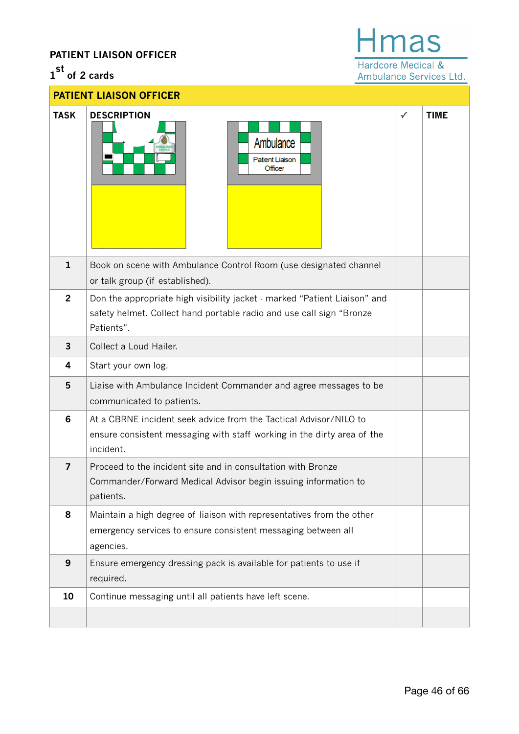**PATIENT LIAISON OFFICER**

1st of 2 cards

Hmas
Hardcore Medical & Ambulance Services Ltd.

| PATIENT LIAISON OFFICER | | | |
|---|---|---|---|
| **TASK** | **DESCRIPTION** | ✓ | **TIME** |
| | Ambulance Patient Liaison Officer | | |
| 1 | Book on scene with Ambulance Control Room (use designated channel or talk group (if established). | | |
| 2 | Don the appropriate high visibility jacket - marked “Patient Liaison” and safety helmet. Collect hand portable radio and use call sign “Bronze Patients”. | | |
| 3 | Collect a Loud Hailer. | | |
| 4 | Start your own log. | | |
| 5 | Liaise with Ambulance Incident Commander and agree messages to be communicated to patients. | | |
| 6 | At a CBRNE incident seek advice from the Tactical Advisor/NILO to ensure consistent messaging with staff working in the dirty area of the incident. | | |
| 7 | Proceed to the incident site and in consultation with Bronze Commander/Forward Medical Advisor begin issuing information to patients. | | |
| 8 | Maintain a high degree of liaison with representatives from the other emergency services to ensure consistent messaging between all agencies. | | |
| 9 | Ensure emergency dressing pack is available for patients to use if required. | | |
| 10 | Continue messaging until all patients have left scene. | | |
| | | | |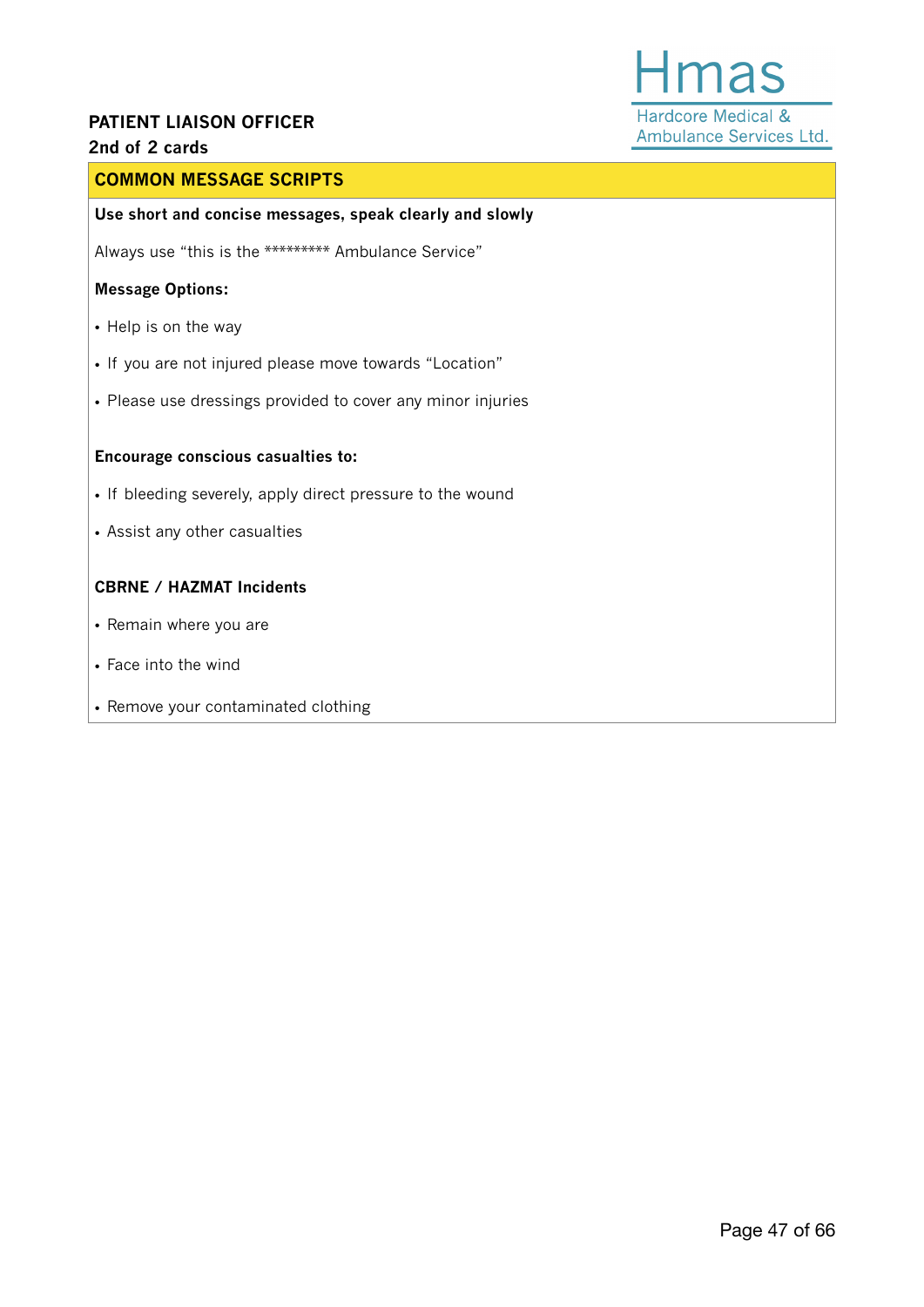## PATIENT LIAISON OFFICER

**2nd of 2 cards**

Hmas
Hardcore Medical & Ambulance Services Ltd.

### COMMON MESSAGE SCRIPTS

**Use short and concise messages, speak clearly and slowly**

Always use "this is the ********* Ambulance Service"

**Message Options:**

- Help is on the way
- If you are not injured please move towards "Location"
- Please use dressings provided to cover any minor injuries

**Encourage conscious casualties to:**

- If bleeding severely, apply direct pressure to the wound
- Assist any other casualties

**CBRNE / HAZMAT Incidents**

- Remain where you are
- Face into the wind
- Remove your contaminated clothing